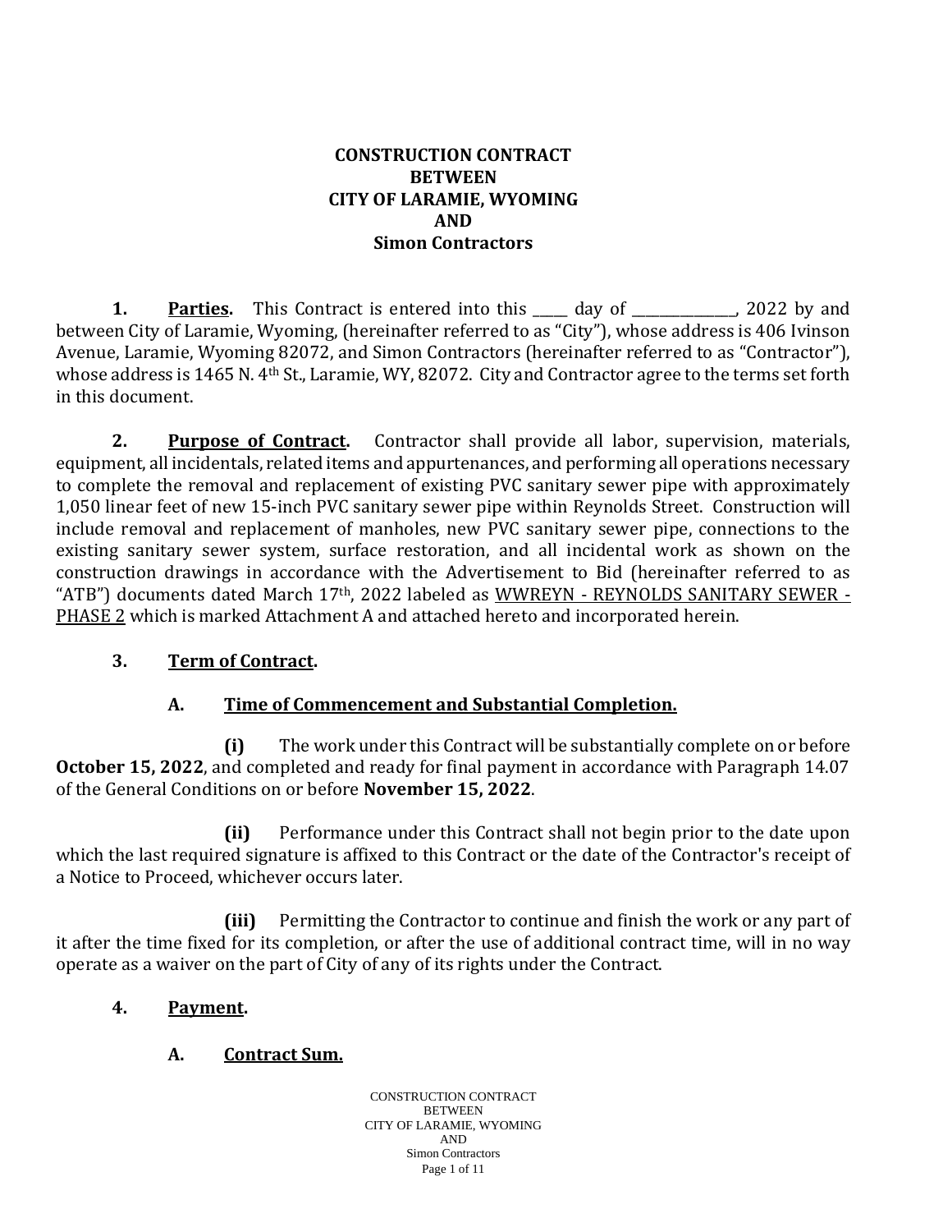**CONSTRUCTION CONTRACT**
**BETWEEN**
**CITY OF LARAMIE, WYOMING**
**AND**
**Simon Contractors**

**1.** **<u>Parties</u>.** This Contract is entered into this _____ day of _______________, 2022 by and between City of Laramie, Wyoming, (hereinafter referred to as "City"), whose address is 406 Ivinson Avenue, Laramie, Wyoming 82072, and Simon Contractors (hereinafter referred to as "Contractor"), whose address is 1465 N. 4th St., Laramie, WY, 82072. City and Contractor agree to the terms set forth in this document.

**2.** **<u>Purpose of Contract</u>.** Contractor shall provide all labor, supervision, materials, equipment, all incidentals, related items and appurtenances, and performing all operations necessary to complete the removal and replacement of existing PVC sanitary sewer pipe with approximately 1,050 linear feet of new 15-inch PVC sanitary sewer pipe within Reynolds Street. Construction will include removal and replacement of manholes, new PVC sanitary sewer pipe, connections to the existing sanitary sewer system, surface restoration, and all incidental work as shown on the construction drawings in accordance with the Advertisement to Bid (hereinafter referred to as "ATB") documents dated March 17th, 2022 labeled as <u>WWREYN - REYNOLDS SANITARY SEWER - PHASE 2</u> which is marked Attachment A and attached hereto and incorporated herein.

**3.** **<u>Term of Contract</u>.**

**A.** **<u>Time of Commencement and Substantial Completion.</u>**

**(i)** The work under this Contract will be substantially complete on or before **October 15, 2022**, and completed and ready for final payment in accordance with Paragraph 14.07 of the General Conditions on or before **November 15, 2022**.

**(ii)** Performance under this Contract shall not begin prior to the date upon which the last required signature is affixed to this Contract or the date of the Contractor's receipt of a Notice to Proceed, whichever occurs later.

**(iii)** Permitting the Contractor to continue and finish the work or any part of it after the time fixed for its completion, or after the use of additional contract time, will in no way operate as a waiver on the part of City of any of its rights under the Contract.

**4.** **<u>Payment</u>.**

**A.** **<u>Contract Sum.</u>**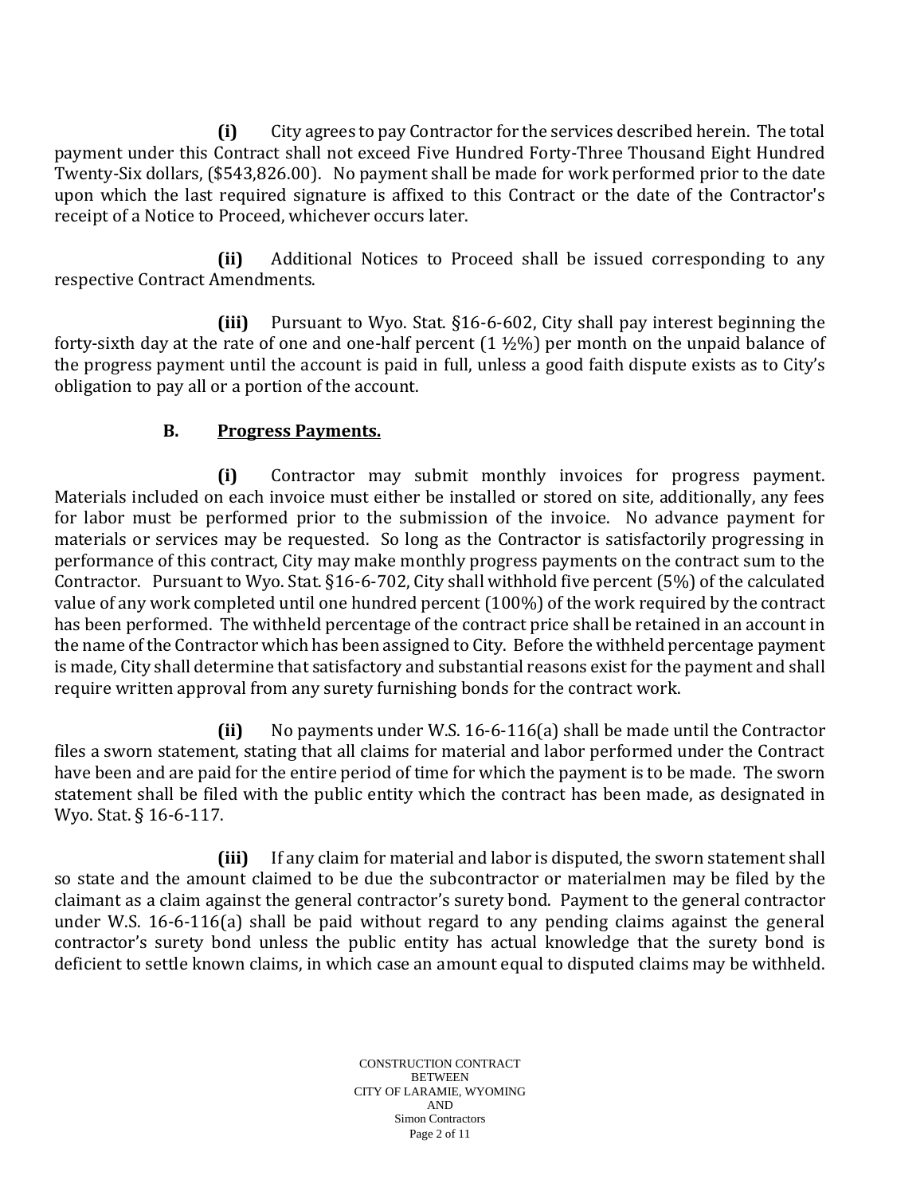**(i)** City agrees to pay Contractor for the services described herein. The total payment under this Contract shall not exceed Five Hundred Forty-Three Thousand Eight Hundred Twenty-Six dollars, ($543,826.00). No payment shall be made for work performed prior to the date upon which the last required signature is affixed to this Contract or the date of the Contractor's receipt of a Notice to Proceed, whichever occurs later.

**(ii)** Additional Notices to Proceed shall be issued corresponding to any respective Contract Amendments.

**(iii)** Pursuant to Wyo. Stat. §16-6-602, City shall pay interest beginning the forty-sixth day at the rate of one and one-half percent (1 ½%) per month on the unpaid balance of the progress payment until the account is paid in full, unless a good faith dispute exists as to City's obligation to pay all or a portion of the account.

**B. <u>Progress Payments.</u>**

**(i)** Contractor may submit monthly invoices for progress payment. Materials included on each invoice must either be installed or stored on site, additionally, any fees for labor must be performed prior to the submission of the invoice. No advance payment for materials or services may be requested. So long as the Contractor is satisfactorily progressing in performance of this contract, City may make monthly progress payments on the contract sum to the Contractor. Pursuant to Wyo. Stat. §16-6-702, City shall withhold five percent (5%) of the calculated value of any work completed until one hundred percent (100%) of the work required by the contract has been performed. The withheld percentage of the contract price shall be retained in an account in the name of the Contractor which has been assigned to City. Before the withheld percentage payment is made, City shall determine that satisfactory and substantial reasons exist for the payment and shall require written approval from any surety furnishing bonds for the contract work.

**(ii)** No payments under W.S. 16-6-116(a) shall be made until the Contractor files a sworn statement, stating that all claims for material and labor performed under the Contract have been and are paid for the entire period of time for which the payment is to be made. The sworn statement shall be filed with the public entity which the contract has been made, as designated in Wyo. Stat. § 16-6-117.

**(iii)** If any claim for material and labor is disputed, the sworn statement shall so state and the amount claimed to be due the subcontractor or materialmen may be filed by the claimant as a claim against the general contractor's surety bond. Payment to the general contractor under W.S. 16-6-116(a) shall be paid without regard to any pending claims against the general contractor's surety bond unless the public entity has actual knowledge that the surety bond is deficient to settle known claims, in which case an amount equal to disputed claims may be withheld.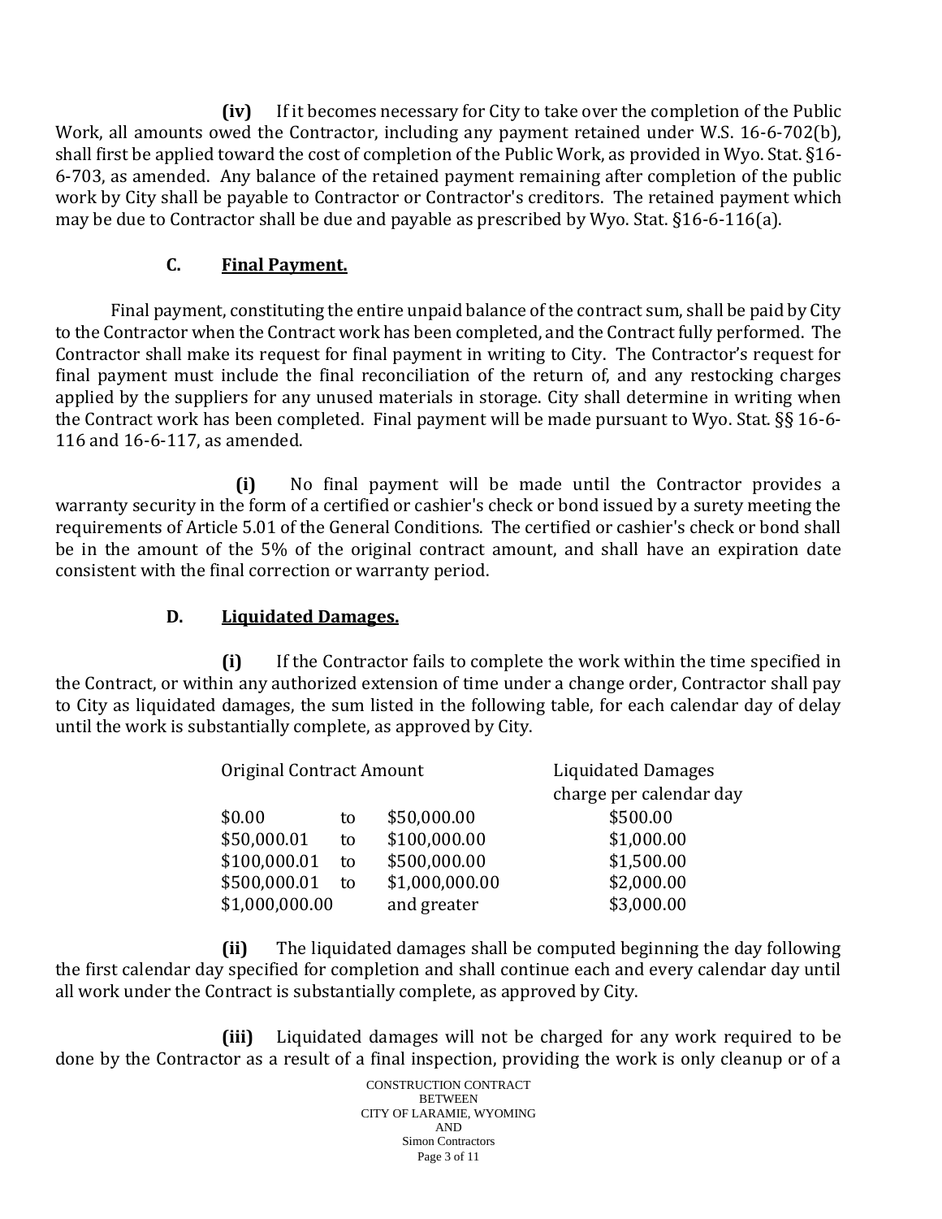**(iv)** If it becomes necessary for City to take over the completion of the Public Work, all amounts owed the Contractor, including any payment retained under W.S. 16-6-702(b), shall first be applied toward the cost of completion of the Public Work, as provided in Wyo. Stat. §16-6-703, as amended. Any balance of the retained payment remaining after completion of the public work by City shall be payable to Contractor or Contractor's creditors. The retained payment which may be due to Contractor shall be due and payable as prescribed by Wyo. Stat. §16-6-116(a).

### C. Final Payment.

Final payment, constituting the entire unpaid balance of the contract sum, shall be paid by City to the Contractor when the Contract work has been completed, and the Contract fully performed. The Contractor shall make its request for final payment in writing to City. The Contractor's request for final payment must include the final reconciliation of the return of, and any restocking charges applied by the suppliers for any unused materials in storage. City shall determine in writing when the Contract work has been completed. Final payment will be made pursuant to Wyo. Stat. §§ 16-6-116 and 16-6-117, as amended.

**(i)** No final payment will be made until the Contractor provides a warranty security in the form of a certified or cashier's check or bond issued by a surety meeting the requirements of Article 5.01 of the General Conditions. The certified or cashier's check or bond shall be in the amount of the 5% of the original contract amount, and shall have an expiration date consistent with the final correction or warranty period.

### D. Liquidated Damages.

**(i)** If the Contractor fails to complete the work within the time specified in the Contract, or within any authorized extension of time under a change order, Contractor shall pay to City as liquidated damages, the sum listed in the following table, for each calendar day of delay until the work is substantially complete, as approved by City.

| Original Contract Amount | | | Liquidated Damages charge per calendar day |
|---|---|---|---|
| $0.00 | to | $50,000.00 | $500.00 |
| $50,000.01 | to | $100,000.00 | $1,000.00 |
| $100,000.01 | to | $500,000.00 | $1,500.00 |
| $500,000.01 | to | $1,000,000.00 | $2,000.00 |
| $1,000,000.00 | | and greater | $3,000.00 |

**(ii)** The liquidated damages shall be computed beginning the day following the first calendar day specified for completion and shall continue each and every calendar day until all work under the Contract is substantially complete, as approved by City.

**(iii)** Liquidated damages will not be charged for any work required to be done by the Contractor as a result of a final inspection, providing the work is only cleanup or of a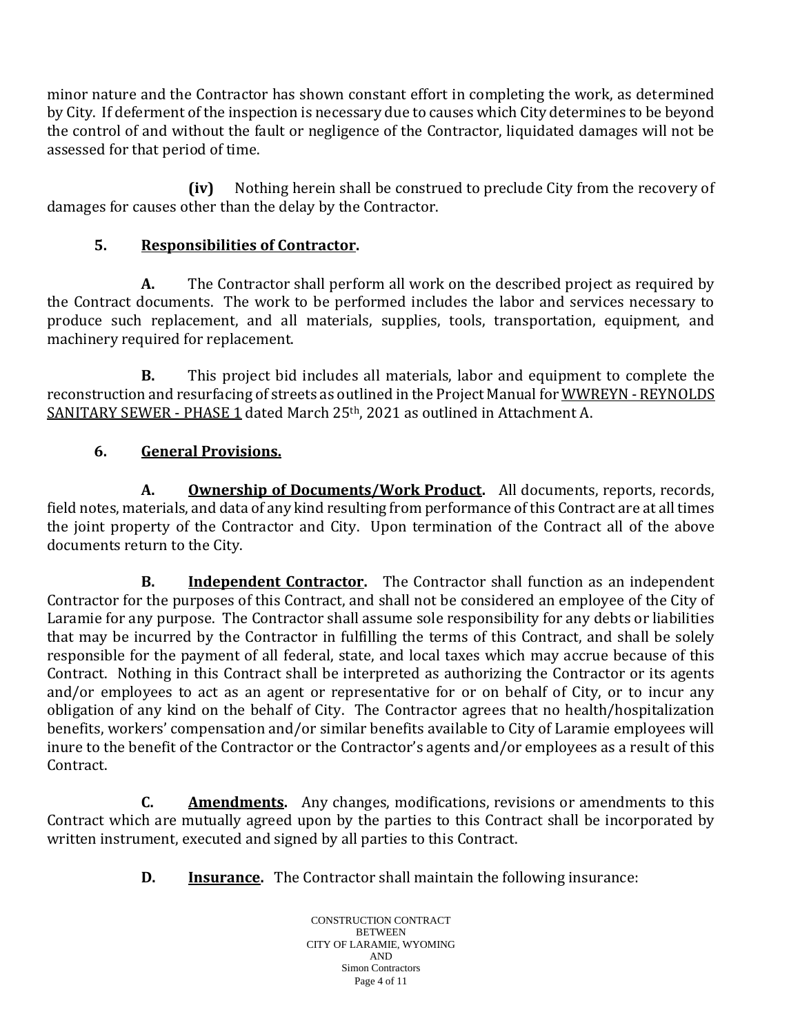minor nature and the Contractor has shown constant effort in completing the work, as determined by City. If deferment of the inspection is necessary due to causes which City determines to be beyond the control of and without the fault or negligence of the Contractor, liquidated damages will not be assessed for that period of time.

**(iv)** Nothing herein shall be construed to preclude City from the recovery of damages for causes other than the delay by the Contractor.

**5. <u>Responsibilities of Contractor</u>.**

**A.** The Contractor shall perform all work on the described project as required by the Contract documents. The work to be performed includes the labor and services necessary to produce such replacement, and all materials, supplies, tools, transportation, equipment, and machinery required for replacement.

**B.** This project bid includes all materials, labor and equipment to complete the reconstruction and resurfacing of streets as outlined in the Project Manual for <u>WWREYN - REYNOLDS SANITARY SEWER - PHASE 1</u> dated March 25th, 2021 as outlined in Attachment A.

**6. <u>General Provisions.</u>**

**A. <u>Ownership of Documents/Work Product</u>.** All documents, reports, records, field notes, materials, and data of any kind resulting from performance of this Contract are at all times the joint property of the Contractor and City. Upon termination of the Contract all of the above documents return to the City.

**B. <u>Independent Contractor</u>.** The Contractor shall function as an independent Contractor for the purposes of this Contract, and shall not be considered an employee of the City of Laramie for any purpose. The Contractor shall assume sole responsibility for any debts or liabilities that may be incurred by the Contractor in fulfilling the terms of this Contract, and shall be solely responsible for the payment of all federal, state, and local taxes which may accrue because of this Contract. Nothing in this Contract shall be interpreted as authorizing the Contractor or its agents and/or employees to act as an agent or representative for or on behalf of City, or to incur any obligation of any kind on the behalf of City. The Contractor agrees that no health/hospitalization benefits, workers' compensation and/or similar benefits available to City of Laramie employees will inure to the benefit of the Contractor or the Contractor's agents and/or employees as a result of this Contract.

**C. <u>Amendments</u>.** Any changes, modifications, revisions or amendments to this Contract which are mutually agreed upon by the parties to this Contract shall be incorporated by written instrument, executed and signed by all parties to this Contract.

**D. <u>Insurance</u>.** The Contractor shall maintain the following insurance: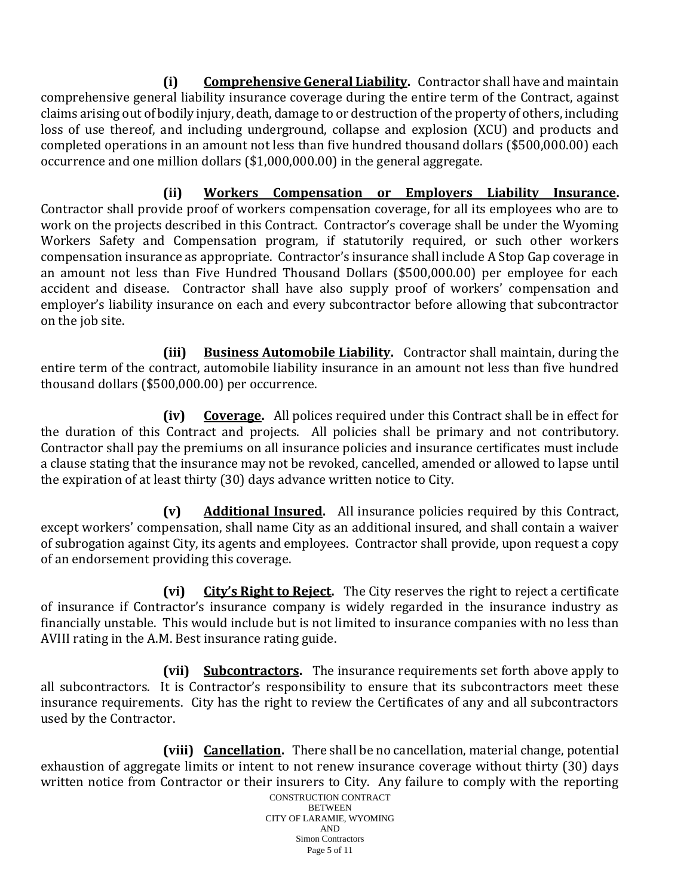**(i) <u>Comprehensive General Liability</u>.** Contractor shall have and maintain comprehensive general liability insurance coverage during the entire term of the Contract, against claims arising out of bodily injury, death, damage to or destruction of the property of others, including loss of use thereof, and including underground, collapse and explosion (XCU) and products and completed operations in an amount not less than five hundred thousand dollars ($500,000.00) each occurrence and one million dollars ($1,000,000.00) in the general aggregate.

**(ii) <u>Workers Compensation or Employers Liability Insurance</u>.** Contractor shall provide proof of workers compensation coverage, for all its employees who are to work on the projects described in this Contract. Contractor's coverage shall be under the Wyoming Workers Safety and Compensation program, if statutorily required, or such other workers compensation insurance as appropriate. Contractor's insurance shall include A Stop Gap coverage in an amount not less than Five Hundred Thousand Dollars ($500,000.00) per employee for each accident and disease. Contractor shall have also supply proof of workers' compensation and employer's liability insurance on each and every subcontractor before allowing that subcontractor on the job site.

**(iii) <u>Business Automobile Liability</u>.** Contractor shall maintain, during the entire term of the contract, automobile liability insurance in an amount not less than five hundred thousand dollars ($500,000.00) per occurrence.

**(iv) <u>Coverage</u>.** All polices required under this Contract shall be in effect for the duration of this Contract and projects. All policies shall be primary and not contributory. Contractor shall pay the premiums on all insurance policies and insurance certificates must include a clause stating that the insurance may not be revoked, cancelled, amended or allowed to lapse until the expiration of at least thirty (30) days advance written notice to City.

**(v) <u>Additional Insured</u>.** All insurance policies required by this Contract, except workers' compensation, shall name City as an additional insured, and shall contain a waiver of subrogation against City, its agents and employees. Contractor shall provide, upon request a copy of an endorsement providing this coverage.

**(vi) <u>City's Right to Reject</u>.** The City reserves the right to reject a certificate of insurance if Contractor's insurance company is widely regarded in the insurance industry as financially unstable. This would include but is not limited to insurance companies with no less than AVIII rating in the A.M. Best insurance rating guide.

**(vii) <u>Subcontractors</u>.** The insurance requirements set forth above apply to all subcontractors. It is Contractor's responsibility to ensure that its subcontractors meet these insurance requirements. City has the right to review the Certificates of any and all subcontractors used by the Contractor.

**(viii) <u>Cancellation</u>.** There shall be no cancellation, material change, potential exhaustion of aggregate limits or intent to not renew insurance coverage without thirty (30) days written notice from Contractor or their insurers to City. Any failure to comply with the reporting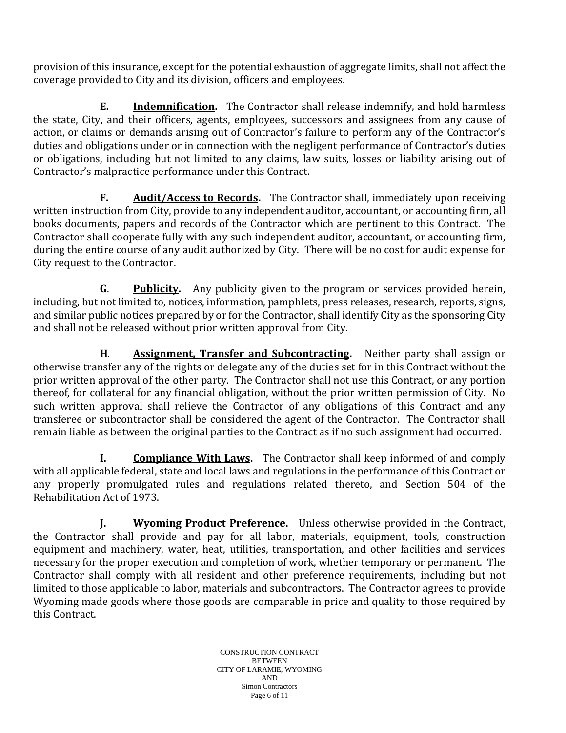provision of this insurance, except for the potential exhaustion of aggregate limits, shall not affect the coverage provided to City and its division, officers and employees.

**E. Indemnification.** The Contractor shall release indemnify, and hold harmless the state, City, and their officers, agents, employees, successors and assignees from any cause of action, or claims or demands arising out of Contractor's failure to perform any of the Contractor's duties and obligations under or in connection with the negligent performance of Contractor's duties or obligations, including but not limited to any claims, law suits, losses or liability arising out of Contractor's malpractice performance under this Contract.

**F. Audit/Access to Records.** The Contractor shall, immediately upon receiving written instruction from City, provide to any independent auditor, accountant, or accounting firm, all books documents, papers and records of the Contractor which are pertinent to this Contract. The Contractor shall cooperate fully with any such independent auditor, accountant, or accounting firm, during the entire course of any audit authorized by City. There will be no cost for audit expense for City request to the Contractor.

**G. Publicity.** Any publicity given to the program or services provided herein, including, but not limited to, notices, information, pamphlets, press releases, research, reports, signs, and similar public notices prepared by or for the Contractor, shall identify City as the sponsoring City and shall not be released without prior written approval from City.

**H. Assignment, Transfer and Subcontracting.** Neither party shall assign or otherwise transfer any of the rights or delegate any of the duties set for in this Contract without the prior written approval of the other party. The Contractor shall not use this Contract, or any portion thereof, for collateral for any financial obligation, without the prior written permission of City. No such written approval shall relieve the Contractor of any obligations of this Contract and any transferee or subcontractor shall be considered the agent of the Contractor. The Contractor shall remain liable as between the original parties to the Contract as if no such assignment had occurred.

**I. Compliance With Laws.** The Contractor shall keep informed of and comply with all applicable federal, state and local laws and regulations in the performance of this Contract or any properly promulgated rules and regulations related thereto, and Section 504 of the Rehabilitation Act of 1973.

**J. Wyoming Product Preference.** Unless otherwise provided in the Contract, the Contractor shall provide and pay for all labor, materials, equipment, tools, construction equipment and machinery, water, heat, utilities, transportation, and other facilities and services necessary for the proper execution and completion of work, whether temporary or permanent. The Contractor shall comply with all resident and other preference requirements, including but not limited to those applicable to labor, materials and subcontractors. The Contractor agrees to provide Wyoming made goods where those goods are comparable in price and quality to those required by this Contract.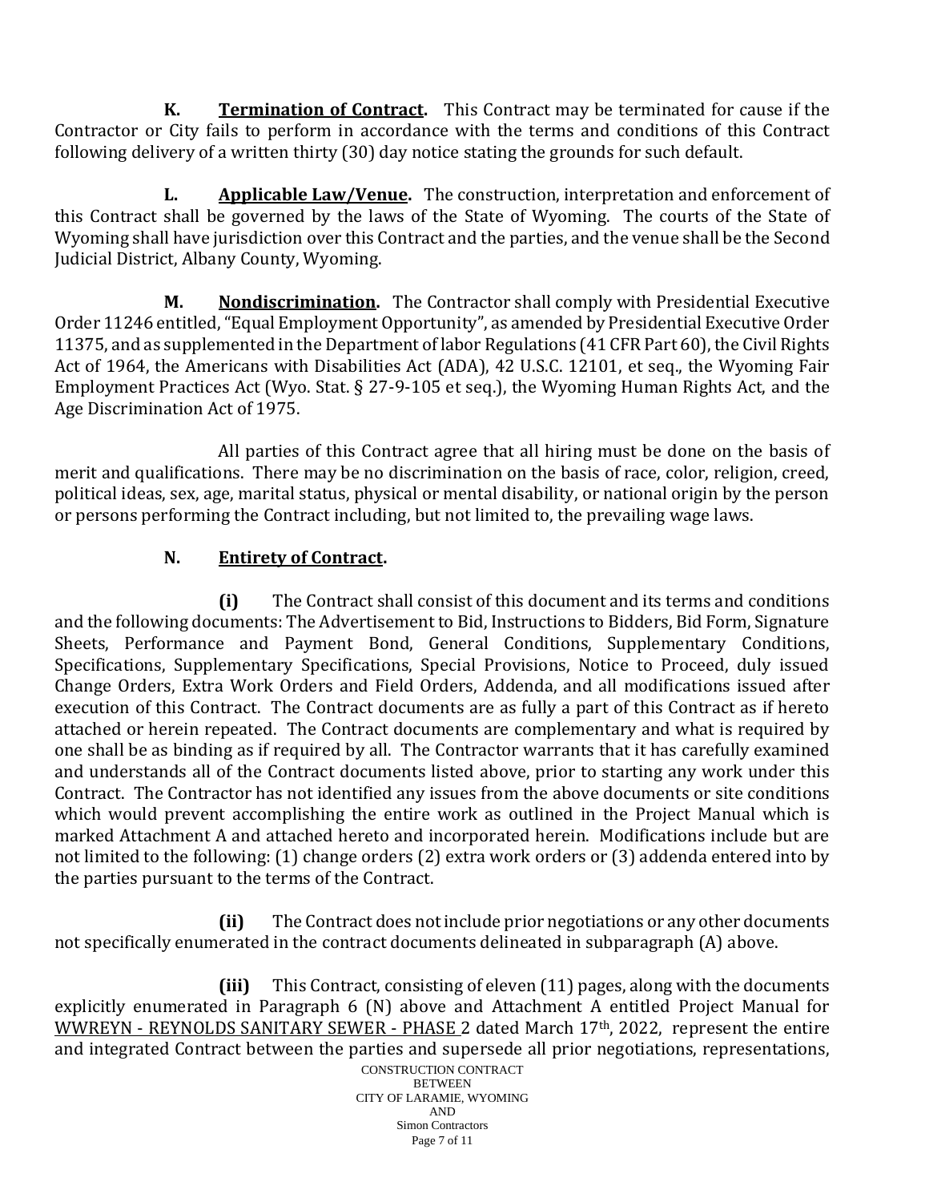**K. Termination of Contract.** This Contract may be terminated for cause if the Contractor or City fails to perform in accordance with the terms and conditions of this Contract following delivery of a written thirty (30) day notice stating the grounds for such default.

**L. Applicable Law/Venue.** The construction, interpretation and enforcement of this Contract shall be governed by the laws of the State of Wyoming. The courts of the State of Wyoming shall have jurisdiction over this Contract and the parties, and the venue shall be the Second Judicial District, Albany County, Wyoming.

**M. Nondiscrimination.** The Contractor shall comply with Presidential Executive Order 11246 entitled, "Equal Employment Opportunity", as amended by Presidential Executive Order 11375, and as supplemented in the Department of labor Regulations (41 CFR Part 60), the Civil Rights Act of 1964, the Americans with Disabilities Act (ADA), 42 U.S.C. 12101, et seq., the Wyoming Fair Employment Practices Act (Wyo. Stat. § 27-9-105 et seq.), the Wyoming Human Rights Act, and the Age Discrimination Act of 1975.

All parties of this Contract agree that all hiring must be done on the basis of merit and qualifications. There may be no discrimination on the basis of race, color, religion, creed, political ideas, sex, age, marital status, physical or mental disability, or national origin by the person or persons performing the Contract including, but not limited to, the prevailing wage laws.

**N. Entirety of Contract.**

**(i)** The Contract shall consist of this document and its terms and conditions and the following documents: The Advertisement to Bid, Instructions to Bidders, Bid Form, Signature Sheets, Performance and Payment Bond, General Conditions, Supplementary Conditions, Specifications, Supplementary Specifications, Special Provisions, Notice to Proceed, duly issued Change Orders, Extra Work Orders and Field Orders, Addenda, and all modifications issued after execution of this Contract. The Contract documents are as fully a part of this Contract as if hereto attached or herein repeated. The Contract documents are complementary and what is required by one shall be as binding as if required by all. The Contractor warrants that it has carefully examined and understands all of the Contract documents listed above, prior to starting any work under this Contract. The Contractor has not identified any issues from the above documents or site conditions which would prevent accomplishing the entire work as outlined in the Project Manual which is marked Attachment A and attached hereto and incorporated herein. Modifications include but are not limited to the following: (1) change orders (2) extra work orders or (3) addenda entered into by the parties pursuant to the terms of the Contract.

**(ii)** The Contract does not include prior negotiations or any other documents not specifically enumerated in the contract documents delineated in subparagraph (A) above.

**(iii)** This Contract, consisting of eleven (11) pages, along with the documents explicitly enumerated in Paragraph 6 (N) above and Attachment A entitled Project Manual for WWREYN - REYNOLDS SANITARY SEWER - PHASE 2 dated March 17th, 2022, represent the entire and integrated Contract between the parties and supersede all prior negotiations, representations,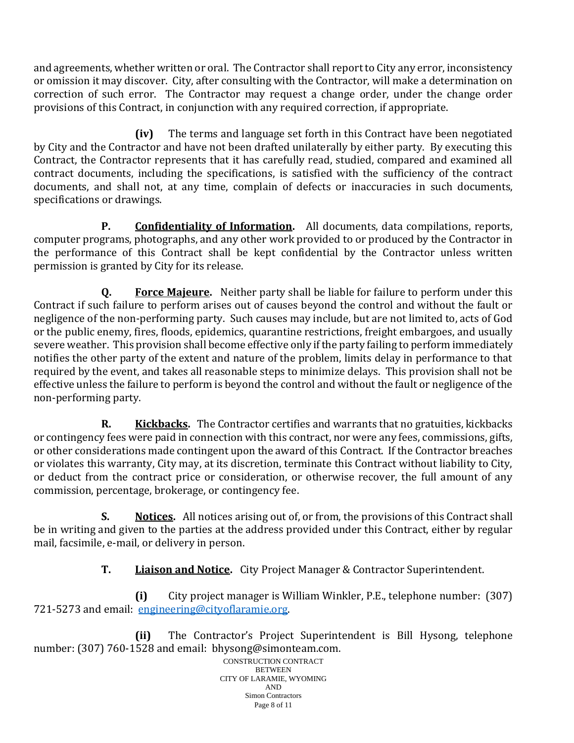and agreements, whether written or oral. The Contractor shall report to City any error, inconsistency or omission it may discover. City, after consulting with the Contractor, will make a determination on correction of such error. The Contractor may request a change order, under the change order provisions of this Contract, in conjunction with any required correction, if appropriate.

**(iv)** The terms and language set forth in this Contract have been negotiated by City and the Contractor and have not been drafted unilaterally by either party. By executing this Contract, the Contractor represents that it has carefully read, studied, compared and examined all contract documents, including the specifications, is satisfied with the sufficiency of the contract documents, and shall not, at any time, complain of defects or inaccuracies in such documents, specifications or drawings.

**P. <u>Confidentiality of Information</u>.** All documents, data compilations, reports, computer programs, photographs, and any other work provided to or produced by the Contractor in the performance of this Contract shall be kept confidential by the Contractor unless written permission is granted by City for its release.

**Q. <u>Force Majeure</u>.** Neither party shall be liable for failure to perform under this Contract if such failure to perform arises out of causes beyond the control and without the fault or negligence of the non-performing party. Such causes may include, but are not limited to, acts of God or the public enemy, fires, floods, epidemics, quarantine restrictions, freight embargoes, and usually severe weather. This provision shall become effective only if the party failing to perform immediately notifies the other party of the extent and nature of the problem, limits delay in performance to that required by the event, and takes all reasonable steps to minimize delays. This provision shall not be effective unless the failure to perform is beyond the control and without the fault or negligence of the non-performing party.

**R. <u>Kickbacks</u>.** The Contractor certifies and warrants that no gratuities, kickbacks or contingency fees were paid in connection with this contract, nor were any fees, commissions, gifts, or other considerations made contingent upon the award of this Contract. If the Contractor breaches or violates this warranty, City may, at its discretion, terminate this Contract without liability to City, or deduct from the contract price or consideration, or otherwise recover, the full amount of any commission, percentage, brokerage, or contingency fee.

**S. <u>Notices</u>.** All notices arising out of, or from, the provisions of this Contract shall be in writing and given to the parties at the address provided under this Contract, either by regular mail, facsimile, e-mail, or delivery in person.

**T. <u>Liaison and Notice</u>.** City Project Manager & Contractor Superintendent.

**(i)** City project manager is William Winkler, P.E., telephone number: (307) 721-5273 and email: engineering@cityoflaramie.org.

**(ii)** The Contractor's Project Superintendent is Bill Hysong, telephone number: (307) 760-1528 and email: bhysong@simonteam.com.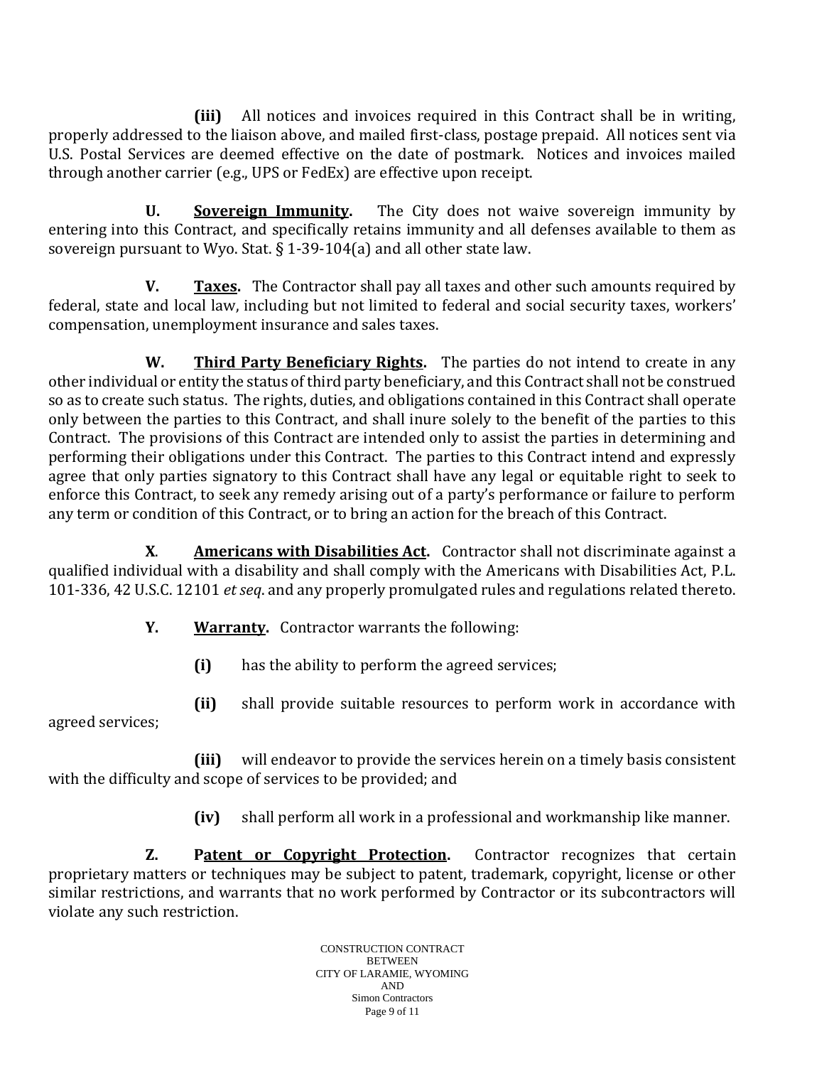**(iii)** All notices and invoices required in this Contract shall be in writing, properly addressed to the liaison above, and mailed first-class, postage prepaid. All notices sent via U.S. Postal Services are deemed effective on the date of postmark. Notices and invoices mailed through another carrier (e.g., UPS or FedEx) are effective upon receipt.

**U. <u>Sovereign Immunity</u>.** The City does not waive sovereign immunity by entering into this Contract, and specifically retains immunity and all defenses available to them as sovereign pursuant to Wyo. Stat. § 1-39-104(a) and all other state law.

**V. <u>Taxes</u>.** The Contractor shall pay all taxes and other such amounts required by federal, state and local law, including but not limited to federal and social security taxes, workers' compensation, unemployment insurance and sales taxes.

**W. <u>Third Party Beneficiary Rights</u>.** The parties do not intend to create in any other individual or entity the status of third party beneficiary, and this Contract shall not be construed so as to create such status. The rights, duties, and obligations contained in this Contract shall operate only between the parties to this Contract, and shall inure solely to the benefit of the parties to this Contract. The provisions of this Contract are intended only to assist the parties in determining and performing their obligations under this Contract. The parties to this Contract intend and expressly agree that only parties signatory to this Contract shall have any legal or equitable right to seek to enforce this Contract, to seek any remedy arising out of a party's performance or failure to perform any term or condition of this Contract, or to bring an action for the breach of this Contract.

**X. <u>Americans with Disabilities Act</u>.** Contractor shall not discriminate against a qualified individual with a disability and shall comply with the Americans with Disabilities Act, P.L. 101-336, 42 U.S.C. 12101 *et seq*. and any properly promulgated rules and regulations related thereto.

**Y. <u>Warranty</u>.** Contractor warrants the following:

**(i)** has the ability to perform the agreed services;

**(ii)** shall provide suitable resources to perform work in accordance with agreed services;

**(iii)** will endeavor to provide the services herein on a timely basis consistent with the difficulty and scope of services to be provided; and

**(iv)** shall perform all work in a professional and workmanship like manner.

**Z. <u>Patent or Copyright Protection</u>.** Contractor recognizes that certain proprietary matters or techniques may be subject to patent, trademark, copyright, license or other similar restrictions, and warrants that no work performed by Contractor or its subcontractors will violate any such restriction.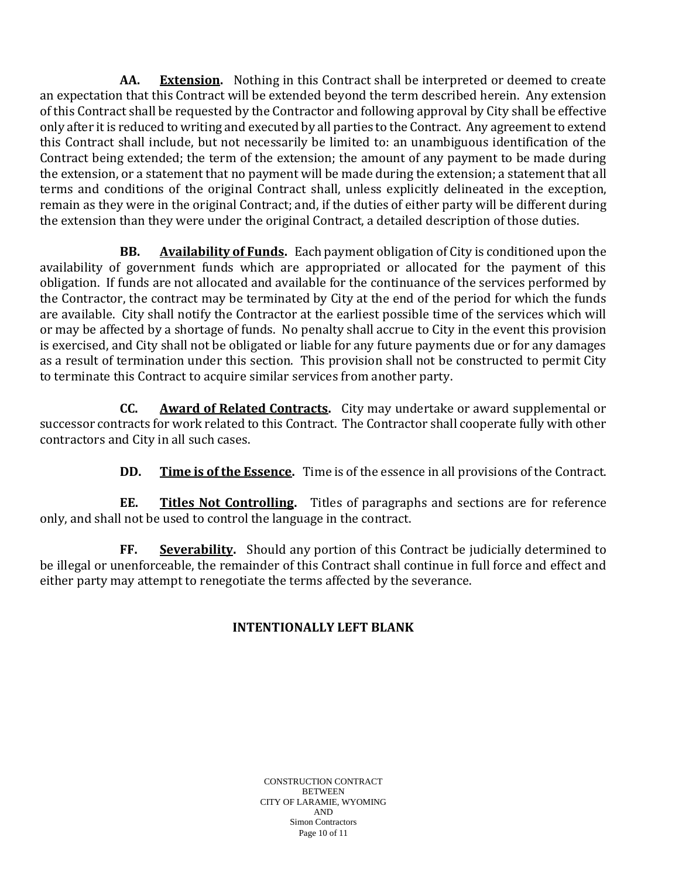**AA. <u>Extension</u>.** Nothing in this Contract shall be interpreted or deemed to create an expectation that this Contract will be extended beyond the term described herein. Any extension of this Contract shall be requested by the Contractor and following approval by City shall be effective only after it is reduced to writing and executed by all parties to the Contract. Any agreement to extend this Contract shall include, but not necessarily be limited to: an unambiguous identification of the Contract being extended; the term of the extension; the amount of any payment to be made during the extension, or a statement that no payment will be made during the extension; a statement that all terms and conditions of the original Contract shall, unless explicitly delineated in the exception, remain as they were in the original Contract; and, if the duties of either party will be different during the extension than they were under the original Contract, a detailed description of those duties.

**BB. <u>Availability of Funds</u>.** Each payment obligation of City is conditioned upon the availability of government funds which are appropriated or allocated for the payment of this obligation. If funds are not allocated and available for the continuance of the services performed by the Contractor, the contract may be terminated by City at the end of the period for which the funds are available. City shall notify the Contractor at the earliest possible time of the services which will or may be affected by a shortage of funds. No penalty shall accrue to City in the event this provision is exercised, and City shall not be obligated or liable for any future payments due or for any damages as a result of termination under this section. This provision shall not be constructed to permit City to terminate this Contract to acquire similar services from another party.

**CC. <u>Award of Related Contracts</u>.** City may undertake or award supplemental or successor contracts for work related to this Contract. The Contractor shall cooperate fully with other contractors and City in all such cases.

**DD. <u>Time is of the Essence</u>.** Time is of the essence in all provisions of the Contract.

**EE. <u>Titles Not Controlling</u>.** Titles of paragraphs and sections are for reference only, and shall not be used to control the language in the contract.

**FF. <u>Severability</u>.** Should any portion of this Contract be judicially determined to be illegal or unenforceable, the remainder of this Contract shall continue in full force and effect and either party may attempt to renegotiate the terms affected by the severance.

**INTENTIONALLY LEFT BLANK**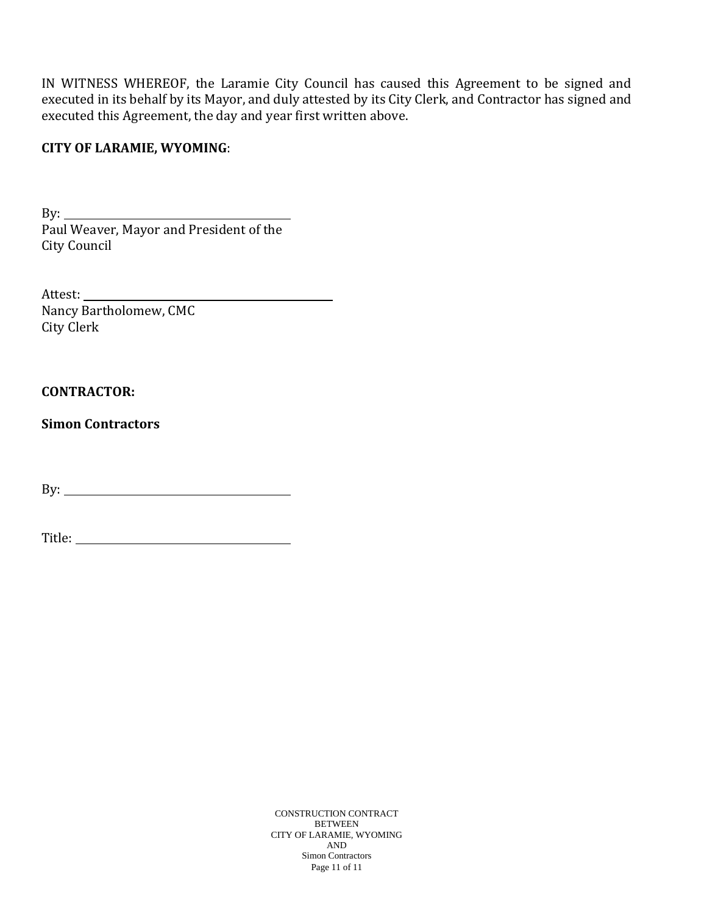IN WITNESS WHEREOF, the Laramie City Council has caused this Agreement to be signed and executed in its behalf by its Mayor, and duly attested by its City Clerk, and Contractor has signed and executed this Agreement, the day and year first written above.

**CITY OF LARAMIE, WYOMING**:

By: ______________________________
Paul Weaver, Mayor and President of the City Council

Attest: ______________________________
Nancy Bartholomew, CMC
City Clerk

**CONTRACTOR:**

**Simon Contractors**

By: ______________________________

Title: ______________________________